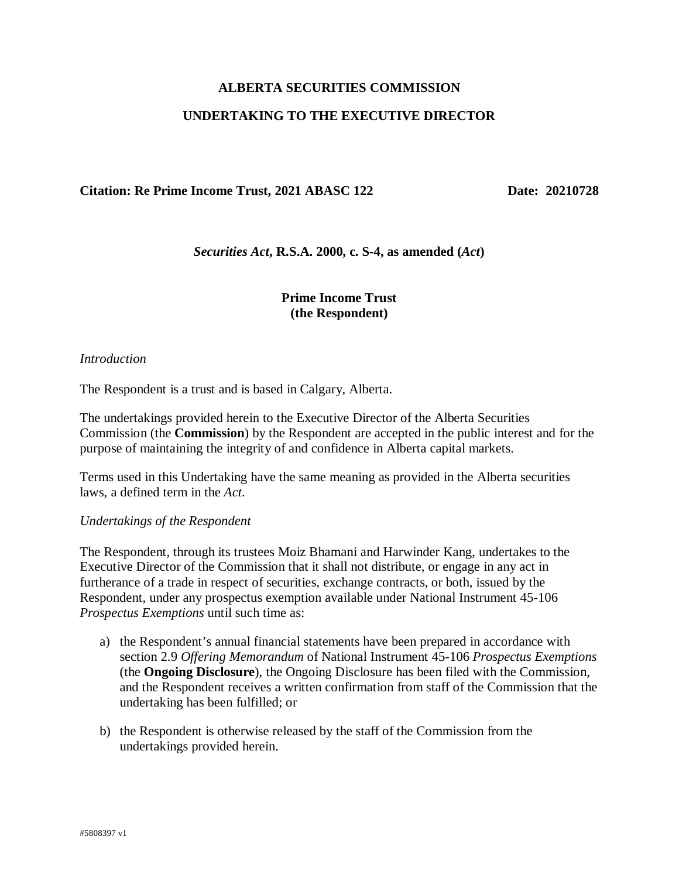# ALBERTA SECURITIES COMMISSION

## UNDERTAKING TO THE EXECUTIVE DIRECTOR

**Citation: Re Prime Income Trust, 2021 ABASC 122** **Date: 20210728**

***Securities Act*, R.S.A. 2000, c. S-4, as amended (*Act*)**

**Prime Income Trust**
**(the Respondent)**

*Introduction*

The Respondent is a trust and is based in Calgary, Alberta.

The undertakings provided herein to the Executive Director of the Alberta Securities Commission (the **Commission**) by the Respondent are accepted in the public interest and for the purpose of maintaining the integrity of and confidence in Alberta capital markets.

Terms used in this Undertaking have the same meaning as provided in the Alberta securities laws, a defined term in the *Act*.

*Undertakings of the Respondent*

The Respondent, through its trustees Moiz Bhamani and Harwinder Kang, undertakes to the Executive Director of the Commission that it shall not distribute, or engage in any act in furtherance of a trade in respect of securities, exchange contracts, or both, issued by the Respondent, under any prospectus exemption available under National Instrument 45-106 *Prospectus Exemptions* until such time as:

a) the Respondent's annual financial statements have been prepared in accordance with section 2.9 *Offering Memorandum* of National Instrument 45-106 *Prospectus Exemptions* (the **Ongoing Disclosure**), the Ongoing Disclosure has been filed with the Commission, and the Respondent receives a written confirmation from staff of the Commission that the undertaking has been fulfilled; or

b) the Respondent is otherwise released by the staff of the Commission from the undertakings provided herein.

#5808397 v1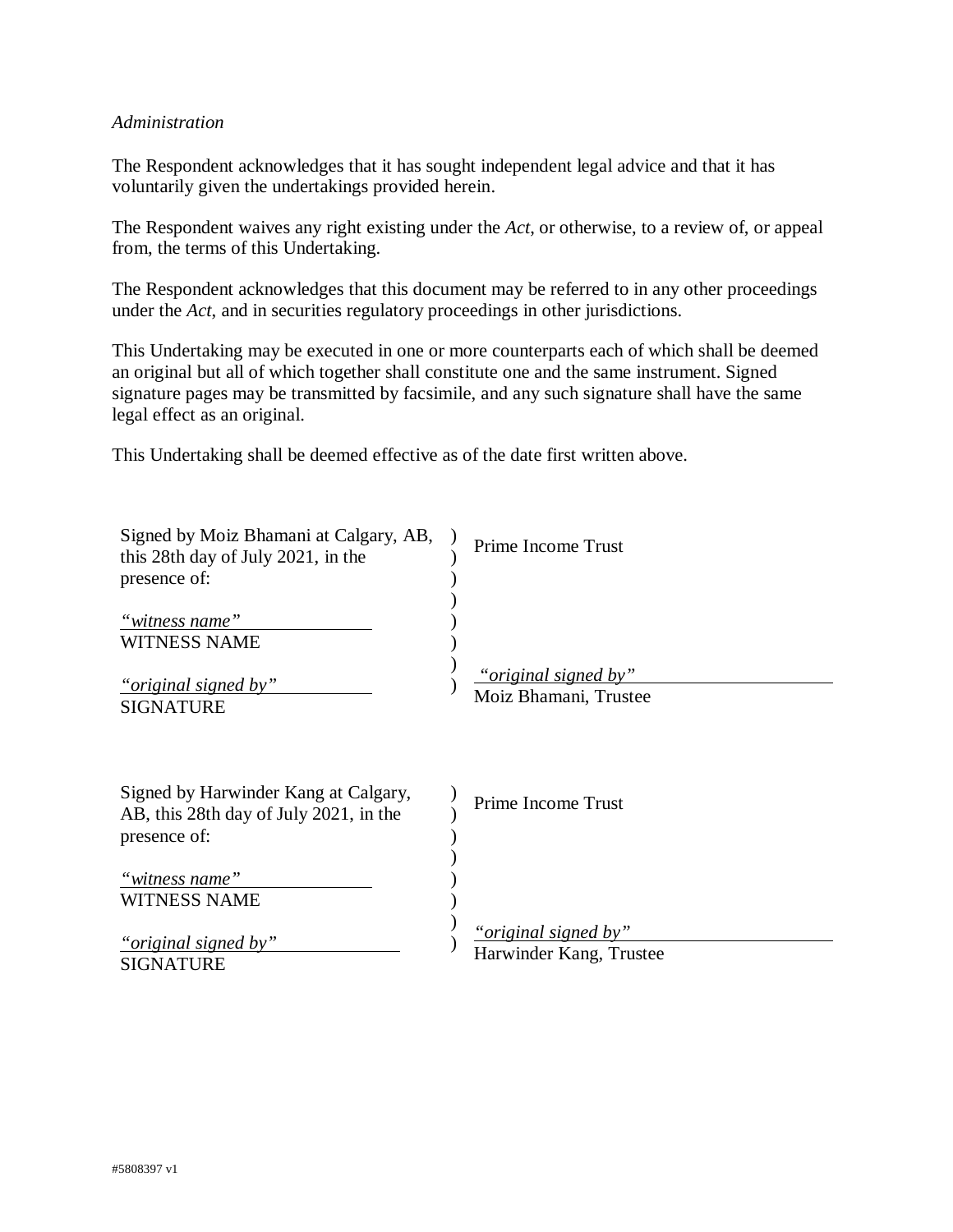*Administration*

The Respondent acknowledges that it has sought independent legal advice and that it has voluntarily given the undertakings provided herein.

The Respondent waives any right existing under the *Act*, or otherwise, to a review of, or appeal from, the terms of this Undertaking.

The Respondent acknowledges that this document may be referred to in any other proceedings under the *Act*, and in securities regulatory proceedings in other jurisdictions.

This Undertaking may be executed in one or more counterparts each of which shall be deemed an original but all of which together shall constitute one and the same instrument. Signed signature pages may be transmitted by facsimile, and any such signature shall have the same legal effect as an original.

This Undertaking shall be deemed effective as of the date first written above.

| | | |
|---|---|---|
| Signed by Moiz Bhamani at Calgary, AB, this 28th day of July 2021, in the presence of: | ) | Prime Income Trust |
| *"witness name"* <br> WITNESS NAME | ) | |
| *"original signed by"* <br> SIGNATURE | ) | *"original signed by"* <br> Moiz Bhamani, Trustee |

| | | |
|---|---|---|
| Signed by Harwinder Kang at Calgary, AB, this 28th day of July 2021, in the presence of: | ) | Prime Income Trust |
| *"witness name"* <br> WITNESS NAME | ) | |
| *"original signed by"* <br> SIGNATURE | ) | *"original signed by"* <br> Harwinder Kang, Trustee |

#5808397 v1